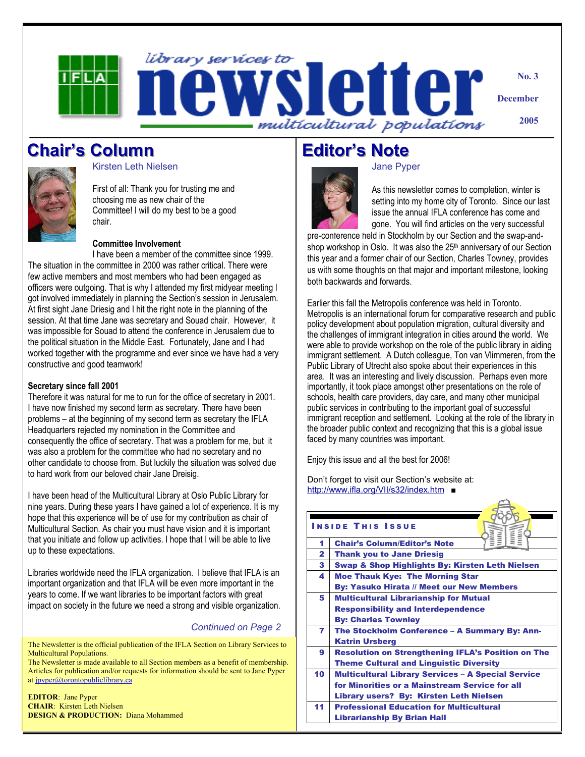# library services to newsletter multicultural populations

No. 3

December

2005

## Chair's Column

Kirsten Leth Nielsen

First of all: Thank you for trusting me and choosing me as new chair of the Committee! I will do my best to be a good chair.

**Committee Involvement**

I have been a member of the committee since 1999. The situation in the committee in 2000 was rather critical. There were few active members and most members who had been engaged as officers were outgoing. That is why I attended my first midyear meeting I got involved immediately in planning the Section's session in Jerusalem. At first sight Jane Driesig and I hit the right note in the planning of the session. At that time Jane was secretary and Souad chair. However, it was impossible for Souad to attend the conference in Jerusalem due to the political situation in the Middle East. Fortunately, Jane and I had worked together with the programme and ever since we have had a very constructive and good teamwork!

**Secretary since fall 2001**

Therefore it was natural for me to run for the office of secretary in 2001. I have now finished my second term as secretary. There have been problems – at the beginning of my second term as secretary the IFLA Headquarters rejected my nomination in the Committee and consequently the office of secretary. That was a problem for me, but it was also a problem for the committee who had no secretary and no other candidate to choose from. But luckily the situation was solved due to hard work from our beloved chair Jane Dreisig.

I have been head of the Multicultural Library at Oslo Public Library for nine years. During these years I have gained a lot of experience. It is my hope that this experience will be of use for my contribution as chair of Multicultural Section. As chair you must have vision and it is important that you initiate and follow up activities. I hope that I will be able to live up to these expectations.

Libraries worldwide need the IFLA organization. I believe that IFLA is an important organization and that IFLA will be even more important in the years to come. If we want libraries to be important factors with great impact on society in the future we need a strong and visible organization.

*Continued on Page 2*

The Newsletter is the official publication of the IFLA Section on Library Services to Multicultural Populations.
The Newsletter is made available to all Section members as a benefit of membership. Articles for publication and/or requests for information should be sent to Jane Pyper at jpyper@torontopubliclibrary.ca

**EDITOR**: Jane Pyper
**CHAIR**: Kirsten Leth Nielsen
**DESIGN & PRODUCTION:** Diana Mohammed

## Editor's Note

Jane Pyper

As this newsletter comes to completion, winter is setting into my home city of Toronto. Since our last issue the annual IFLA conference has come and gone. You will find articles on the very successful pre-conference held in Stockholm by our Section and the swap-and-shop workshop in Oslo. It was also the 25th anniversary of our Section this year and a former chair of our Section, Charles Towney, provides us with some thoughts on that major and important milestone, looking both backwards and forwards.

Earlier this fall the Metropolis conference was held in Toronto. Metropolis is an international forum for comparative research and public policy development about population migration, cultural diversity and the challenges of immigrant integration in cities around the world. We were able to provide workshop on the role of the public library in aiding immigrant settlement. A Dutch colleague, Ton van Vlimmeren, from the Public Library of Utrecht also spoke about their experiences in this area. It was an interesting and lively discussion. Perhaps even more importantly, it took place amongst other presentations on the role of schools, health care providers, day care, and many other municipal public services in contributing to the important goal of successful immigrant reception and settlement. Looking at the role of the library in the broader public context and recognizing that this is a global issue faced by many countries was important.

Enjoy this issue and all the best for 2006!

Don't forget to visit our Section's website at: http://www.ifla.org/VII/s32/index.htm ■

**INSIDE THIS ISSUE**

| | |
|---|---|
| 1 | Chair's Column/Editor's Note |
| 2 | Thank you to Jane Driesig |
| 3 | Swap & Shop Highlights By: Kirsten Leth Nielsen |
| 4 | Moe Thauk Kye: The Morning Star By: Yasuko Hirata // Meet our New Members |
| 5 | Multicultural Librarianship for Mutual Responsibility and Interdependence By: Charles Townley |
| 7 | The Stockholm Conference – A Summary By: Ann-Katrin Ursberg |
| 9 | Resolution on Strengthening IFLA's Position on The Theme Cultural and Linguistic Diversity |
| 10 | Multicultural Library Services – A Special Service for Minorities or a Mainstream Service for all Library users? By: Kirsten Leth Nielsen |
| 11 | Professional Education for Multicultural Librarianship By Brian Hall |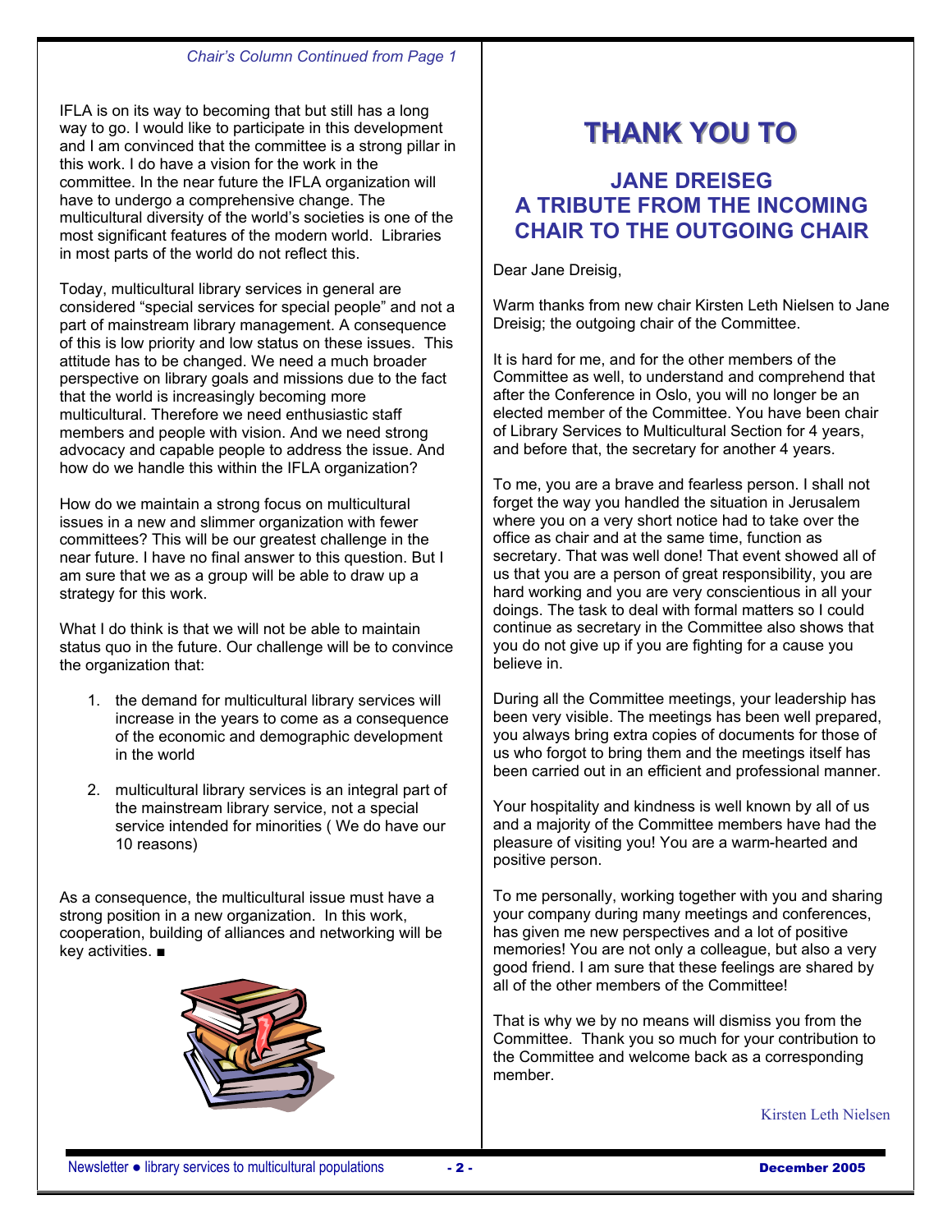*Chair's Column Continued from Page 1*

IFLA is on its way to becoming that but still has a long way to go. I would like to participate in this development and I am convinced that the committee is a strong pillar in this work. I do have a vision for the work in the committee. In the near future the IFLA organization will have to undergo a comprehensive change. The multicultural diversity of the world's societies is one of the most significant features of the modern world. Libraries in most parts of the world do not reflect this.

Today, multicultural library services in general are considered "special services for special people" and not a part of mainstream library management. A consequence of this is low priority and low status on these issues. This attitude has to be changed. We need a much broader perspective on library goals and missions due to the fact that the world is increasingly becoming more multicultural. Therefore we need enthusiastic staff members and people with vision. And we need strong advocacy and capable people to address the issue. And how do we handle this within the IFLA organization?

How do we maintain a strong focus on multicultural issues in a new and slimmer organization with fewer committees? This will be our greatest challenge in the near future. I have no final answer to this question. But I am sure that we as a group will be able to draw up a strategy for this work.

What I do think is that we will not be able to maintain status quo in the future. Our challenge will be to convince the organization that:

1. the demand for multicultural library services will increase in the years to come as a consequence of the economic and demographic development in the world
2. multicultural library services is an integral part of the mainstream library service, not a special service intended for minorities ( We do have our 10 reasons)

As a consequence, the multicultural issue must have a strong position in a new organization. In this work, cooperation, building of alliances and networking will be key activities. ■

# THANK YOU TO

## JANE DREISEG
## A TRIBUTE FROM THE INCOMING CHAIR TO THE OUTGOING CHAIR

Dear Jane Dreisig,

Warm thanks from new chair Kirsten Leth Nielsen to Jane Dreisig; the outgoing chair of the Committee.

It is hard for me, and for the other members of the Committee as well, to understand and comprehend that after the Conference in Oslo, you will no longer be an elected member of the Committee. You have been chair of Library Services to Multicultural Section for 4 years, and before that, the secretary for another 4 years.

To me, you are a brave and fearless person. I shall not forget the way you handled the situation in Jerusalem where you on a very short notice had to take over the office as chair and at the same time, function as secretary. That was well done! That event showed all of us that you are a person of great responsibility, you are hard working and you are very conscientious in all your doings. The task to deal with formal matters so I could continue as secretary in the Committee also shows that you do not give up if you are fighting for a cause you believe in.

During all the Committee meetings, your leadership has been very visible. The meetings has been well prepared, you always bring extra copies of documents for those of us who forgot to bring them and the meetings itself has been carried out in an efficient and professional manner.

Your hospitality and kindness is well known by all of us and a majority of the Committee members have had the pleasure of visiting you! You are a warm-hearted and positive person.

To me personally, working together with you and sharing your company during many meetings and conferences, has given me new perspectives and a lot of positive memories! You are not only a colleague, but also a very good friend. I am sure that these feelings are shared by all of the other members of the Committee!

That is why we by no means will dismiss you from the Committee. Thank you so much for your contribution to the Committee and welcome back as a corresponding member.

Kirsten Leth Nielsen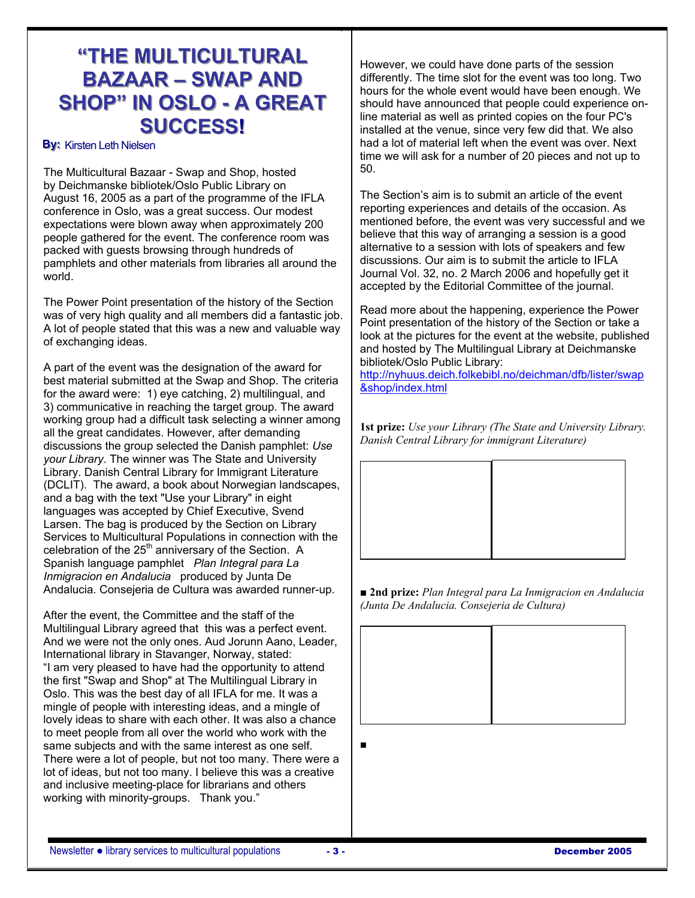# "THE MULTICULTURAL BAZAAR – SWAP AND SHOP" IN OSLO - A GREAT SUCCESS!

**By:** Kirsten Leth Nielsen

The Multicultural Bazaar - Swap and Shop, hosted by Deichmanske bibliotek/Oslo Public Library on August 16, 2005 as a part of the programme of the IFLA conference in Oslo, was a great success. Our modest expectations were blown away when approximately 200 people gathered for the event. The conference room was packed with guests browsing through hundreds of pamphlets and other materials from libraries all around the world.

The Power Point presentation of the history of the Section was of very high quality and all members did a fantastic job. A lot of people stated that this was a new and valuable way of exchanging ideas.

A part of the event was the designation of the award for best material submitted at the Swap and Shop. The criteria for the award were: 1) eye catching, 2) multilingual, and 3) communicative in reaching the target group. The award working group had a difficult task selecting a winner among all the great candidates. However, after demanding discussions the group selected the Danish pamphlet: *Use your Library*. The winner was The State and University Library. Danish Central Library for Immigrant Literature (DCLIT). The award, a book about Norwegian landscapes, and a bag with the text "Use your Library" in eight languages was accepted by Chief Executive, Svend Larsen. The bag is produced by the Section on Library Services to Multicultural Populations in connection with the celebration of the 25th anniversary of the Section. A Spanish language pamphlet *Plan Integral para La Inmigracion en Andalucia* produced by Junta De Andalucia. Consejeria de Cultura was awarded runner-up.

After the event, the Committee and the staff of the Multilingual Library agreed that this was a perfect event. And we were not the only ones. Aud Jorunn Aano, Leader, International library in Stavanger, Norway, stated: "I am very pleased to have had the opportunity to attend the first "Swap and Shop" at The Multilingual Library in Oslo. This was the best day of all IFLA for me. It was a mingle of people with interesting ideas, and a mingle of lovely ideas to share with each other. It was also a chance to meet people from all over the world who work with the same subjects and with the same interest as one self. There were a lot of people, but not too many. There were a lot of ideas, but not too many. I believe this was a creative and inclusive meeting-place for librarians and others working with minority-groups. Thank you."

However, we could have done parts of the session differently. The time slot for the event was too long. Two hours for the whole event would have been enough. We should have announced that people could experience on-line material as well as printed copies on the four PC's installed at the venue, since very few did that. We also had a lot of material left when the event was over. Next time we will ask for a number of 20 pieces and not up to 50.

The Section's aim is to submit an article of the event reporting experiences and details of the occasion. As mentioned before, the event was very successful and we believe that this way of arranging a session is a good alternative to a session with lots of speakers and few discussions. Our aim is to submit the article to IFLA Journal Vol. 32, no. 2 March 2006 and hopefully get it accepted by the Editorial Committee of the journal.

Read more about the happening, experience the Power Point presentation of the history of the Section or take a look at the pictures for the event at the website, published and hosted by The Multilingual Library at Deichmanske bibliotek/Oslo Public Library:
http://nyhuus.deich.folkebibl.no/deichman/dfb/lister/swap&shop/index.html

**1st prize:** *Use your Library (The State and University Library. Danish Central Library for immigrant Literature)*

■ **2nd prize:** *Plan Integral para La Inmigracion en Andalucia (Junta De Andalucia. Consejeria de Cultura)*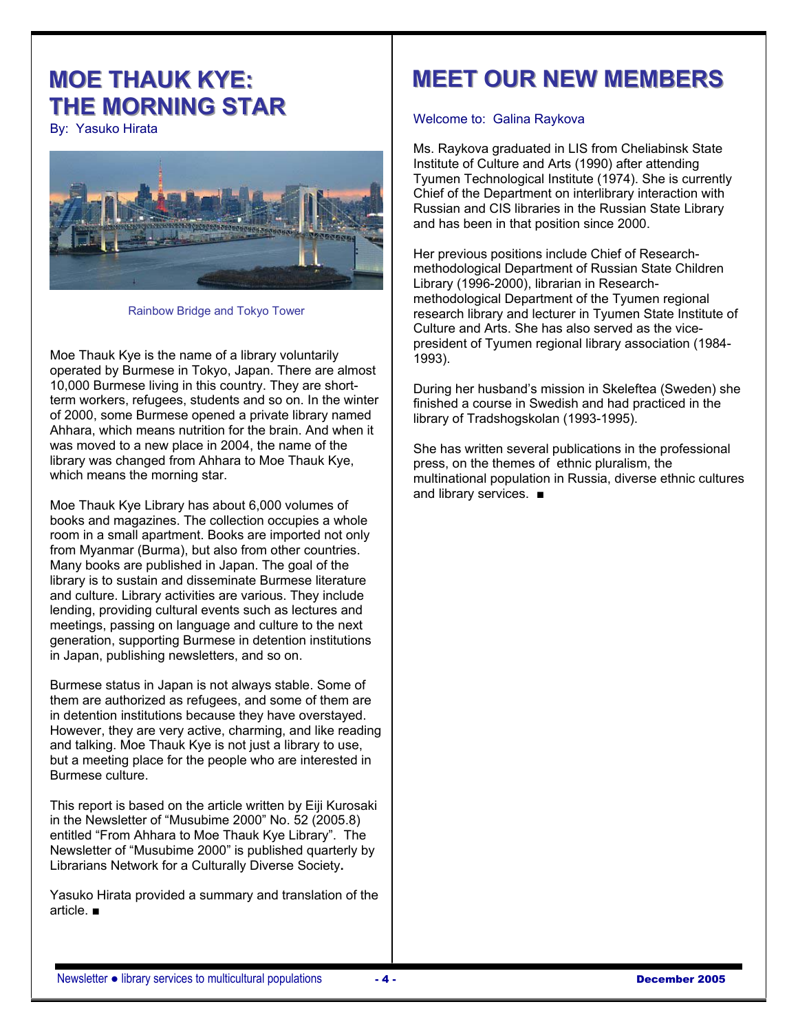# MOE THAUK KYE: THE MORNING STAR

By: Yasuko Hirata

Rainbow Bridge and Tokyo Tower

Moe Thauk Kye is the name of a library voluntarily operated by Burmese in Tokyo, Japan. There are almost 10,000 Burmese living in this country. They are short-term workers, refugees, students and so on. In the winter of 2000, some Burmese opened a private library named Ahhara, which means nutrition for the brain. And when it was moved to a new place in 2004, the name of the library was changed from Ahhara to Moe Thauk Kye, which means the morning star.

Moe Thauk Kye Library has about 6,000 volumes of books and magazines. The collection occupies a whole room in a small apartment. Books are imported not only from Myanmar (Burma), but also from other countries. Many books are published in Japan. The goal of the library is to sustain and disseminate Burmese literature and culture. Library activities are various. They include lending, providing cultural events such as lectures and meetings, passing on language and culture to the next generation, supporting Burmese in detention institutions in Japan, publishing newsletters, and so on.

Burmese status in Japan is not always stable. Some of them are authorized as refugees, and some of them are in detention institutions because they have overstayed. However, they are very active, charming, and like reading and talking. Moe Thauk Kye is not just a library to use, but a meeting place for the people who are interested in Burmese culture.

This report is based on the article written by Eiji Kurosaki in the Newsletter of "Musubime 2000" No. 52 (2005.8) entitled "From Ahhara to Moe Thauk Kye Library". The Newsletter of "Musubime 2000" is published quarterly by Librarians Network for a Culturally Diverse Society**.**

Yasuko Hirata provided a summary and translation of the article. ■

# MEET OUR NEW MEMBERS

Welcome to: Galina Raykova

Ms. Raykova graduated in LIS from Cheliabinsk State Institute of Culture and Arts (1990) after attending Tyumen Technological Institute (1974). She is currently Chief of the Department on interlibrary interaction with Russian and CIS libraries in the Russian State Library and has been in that position since 2000.

Her previous positions include Chief of Research-methodological Department of Russian State Children Library (1996-2000), librarian in Research-methodological Department of the Tyumen regional research library and lecturer in Tyumen State Institute of Culture and Arts. She has also served as the vice-president of Tyumen regional library association (1984-1993).

During her husband's mission in Skeleftea (Sweden) she finished a course in Swedish and had practiced in the library of Tradshogskolan (1993-1995).

She has written several publications in the professional press, on the themes of ethnic pluralism, the multinational population in Russia, diverse ethnic cultures and library services. ■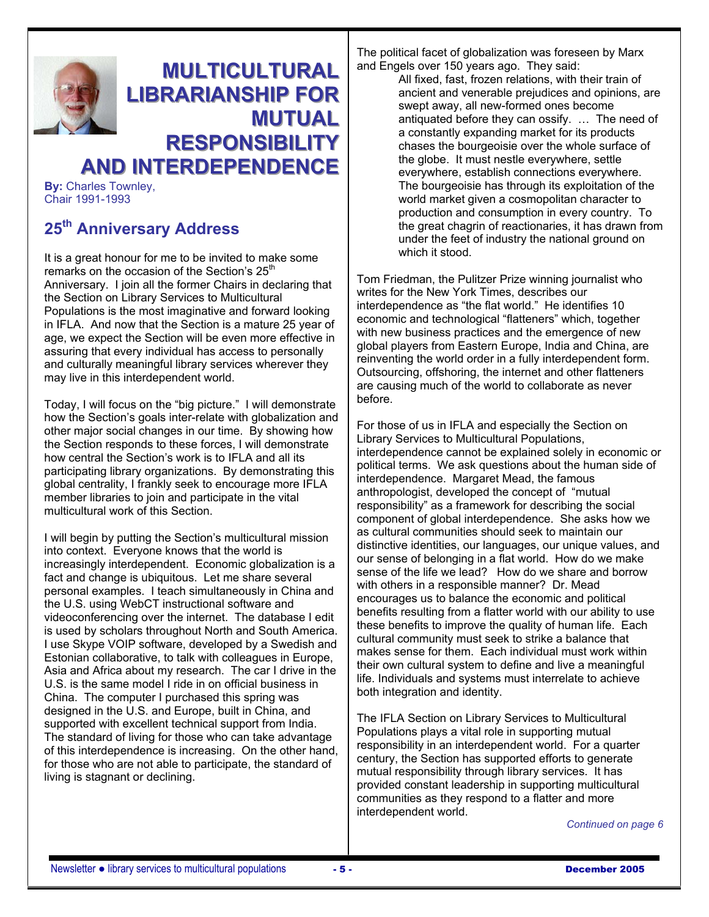# MULTICULTURAL LIBRARIANSHIP FOR MUTUAL RESPONSIBILITY AND INTERDEPENDENCE

**By:** Charles Townley, Chair 1991-1993

## 25th Anniversary Address

It is a great honour for me to be invited to make some remarks on the occasion of the Section's 25th Anniversary. I join all the former Chairs in declaring that the Section on Library Services to Multicultural Populations is the most imaginative and forward looking in IFLA. And now that the Section is a mature 25 year of age, we expect the Section will be even more effective in assuring that every individual has access to personally and culturally meaningful library services wherever they may live in this interdependent world.

Today, I will focus on the "big picture." I will demonstrate how the Section's goals inter-relate with globalization and other major social changes in our time. By showing how the Section responds to these forces, I will demonstrate how central the Section's work is to IFLA and all its participating library organizations. By demonstrating this global centrality, I frankly seek to encourage more IFLA member libraries to join and participate in the vital multicultural work of this Section.

I will begin by putting the Section's multicultural mission into context. Everyone knows that the world is increasingly interdependent. Economic globalization is a fact and change is ubiquitous. Let me share several personal examples. I teach simultaneously in China and the U.S. using WebCT instructional software and videoconferencing over the internet. The database I edit is used by scholars throughout North and South America. I use Skype VOIP software, developed by a Swedish and Estonian collaborative, to talk with colleagues in Europe, Asia and Africa about my research. The car I drive in the U.S. is the same model I ride in on official business in China. The computer I purchased this spring was designed in the U.S. and Europe, built in China, and supported with excellent technical support from India. The standard of living for those who can take advantage of this interdependence is increasing. On the other hand, for those who are not able to participate, the standard of living is stagnant or declining.

The political facet of globalization was foreseen by Marx and Engels over 150 years ago. They said:

> All fixed, fast, frozen relations, with their train of ancient and venerable prejudices and opinions, are swept away, all new-formed ones become antiquated before they can ossify. … The need of a constantly expanding market for its products chases the bourgeoisie over the whole surface of the globe. It must nestle everywhere, settle everywhere, establish connections everywhere. The bourgeoisie has through its exploitation of the world market given a cosmopolitan character to production and consumption in every country. To the great chagrin of reactionaries, it has drawn from under the feet of industry the national ground on which it stood.

Tom Friedman, the Pulitzer Prize winning journalist who writes for the New York Times, describes our interdependence as "the flat world." He identifies 10 economic and technological "flatteners" which, together with new business practices and the emergence of new global players from Eastern Europe, India and China, are reinventing the world order in a fully interdependent form. Outsourcing, offshoring, the internet and other flatteners are causing much of the world to collaborate as never before.

For those of us in IFLA and especially the Section on Library Services to Multicultural Populations, interdependence cannot be explained solely in economic or political terms. We ask questions about the human side of interdependence. Margaret Mead, the famous anthropologist, developed the concept of "mutual responsibility" as a framework for describing the social component of global interdependence. She asks how we as cultural communities should seek to maintain our distinctive identities, our languages, our unique values, and our sense of belonging in a flat world. How do we make sense of the life we lead? How do we share and borrow with others in a responsible manner? Dr. Mead encourages us to balance the economic and political benefits resulting from a flatter world with our ability to use these benefits to improve the quality of human life. Each cultural community must seek to strike a balance that makes sense for them. Each individual must work within their own cultural system to define and live a meaningful life. Individuals and systems must interrelate to achieve both integration and identity.

The IFLA Section on Library Services to Multicultural Populations plays a vital role in supporting mutual responsibility in an interdependent world. For a quarter century, the Section has supported efforts to generate mutual responsibility through library services. It has provided constant leadership in supporting multicultural communities as they respond to a flatter and more interdependent world.

*Continued on page 6*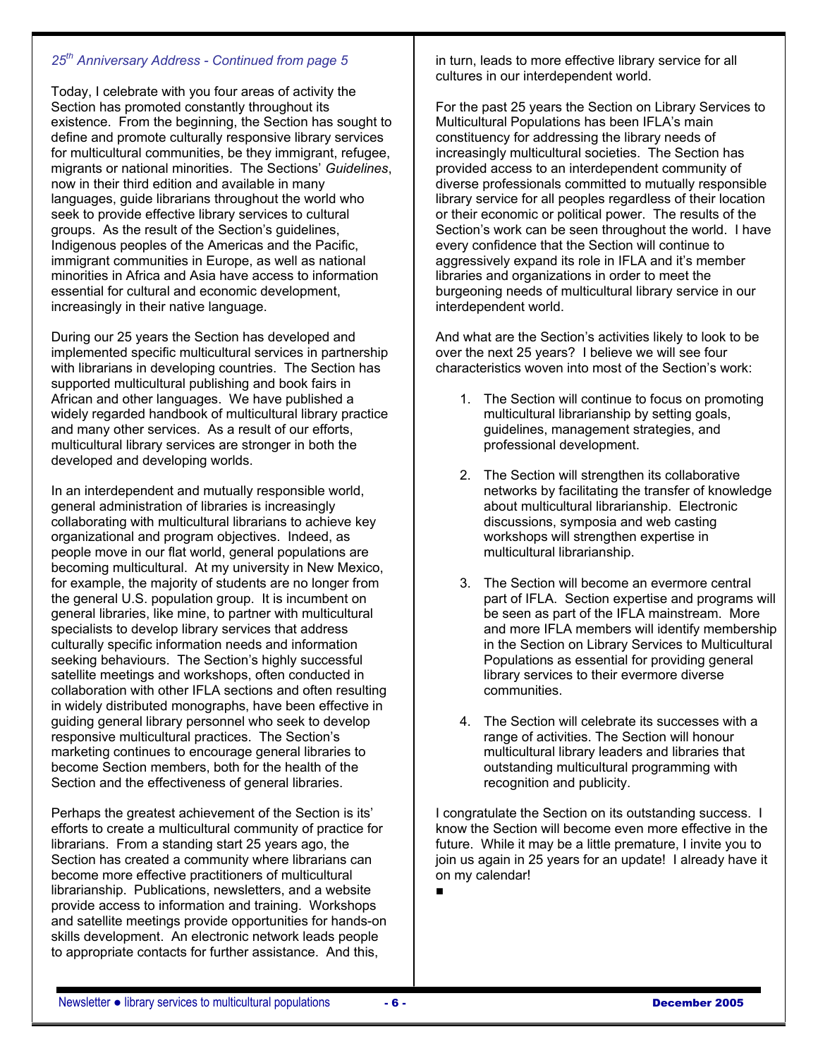*25th Anniversary Address - Continued from page 5*

Today, I celebrate with you four areas of activity the Section has promoted constantly throughout its existence. From the beginning, the Section has sought to define and promote culturally responsive library services for multicultural communities, be they immigrant, refugee, migrants or national minorities. The Sections' *Guidelines*, now in their third edition and available in many languages, guide librarians throughout the world who seek to provide effective library services to cultural groups. As the result of the Section's guidelines, Indigenous peoples of the Americas and the Pacific, immigrant communities in Europe, as well as national minorities in Africa and Asia have access to information essential for cultural and economic development, increasingly in their native language.

During our 25 years the Section has developed and implemented specific multicultural services in partnership with librarians in developing countries. The Section has supported multicultural publishing and book fairs in African and other languages. We have published a widely regarded handbook of multicultural library practice and many other services. As a result of our efforts, multicultural library services are stronger in both the developed and developing worlds.

In an interdependent and mutually responsible world, general administration of libraries is increasingly collaborating with multicultural librarians to achieve key organizational and program objectives. Indeed, as people move in our flat world, general populations are becoming multicultural. At my university in New Mexico, for example, the majority of students are no longer from the general U.S. population group. It is incumbent on general libraries, like mine, to partner with multicultural specialists to develop library services that address culturally specific information needs and information seeking behaviours. The Section's highly successful satellite meetings and workshops, often conducted in collaboration with other IFLA sections and often resulting in widely distributed monographs, have been effective in guiding general library personnel who seek to develop responsive multicultural practices. The Section's marketing continues to encourage general libraries to become Section members, both for the health of the Section and the effectiveness of general libraries.

Perhaps the greatest achievement of the Section is its' efforts to create a multicultural community of practice for librarians. From a standing start 25 years ago, the Section has created a community where librarians can become more effective practitioners of multicultural librarianship. Publications, newsletters, and a website provide access to information and training. Workshops and satellite meetings provide opportunities for hands-on skills development. An electronic network leads people to appropriate contacts for further assistance. And this, in turn, leads to more effective library service for all cultures in our interdependent world.

For the past 25 years the Section on Library Services to Multicultural Populations has been IFLA's main constituency for addressing the library needs of increasingly multicultural societies. The Section has provided access to an interdependent community of diverse professionals committed to mutually responsible library service for all peoples regardless of their location or their economic or political power. The results of the Section's work can be seen throughout the world. I have every confidence that the Section will continue to aggressively expand its role in IFLA and it's member libraries and organizations in order to meet the burgeoning needs of multicultural library service in our interdependent world.

And what are the Section's activities likely to look to be over the next 25 years? I believe we will see four characteristics woven into most of the Section's work:

1. The Section will continue to focus on promoting multicultural librarianship by setting goals, guidelines, management strategies, and professional development.

2. The Section will strengthen its collaborative networks by facilitating the transfer of knowledge about multicultural librarianship. Electronic discussions, symposia and web casting workshops will strengthen expertise in multicultural librarianship.

3. The Section will become an evermore central part of IFLA. Section expertise and programs will be seen as part of the IFLA mainstream. More and more IFLA members will identify membership in the Section on Library Services to Multicultural Populations as essential for providing general library services to their evermore diverse communities.

4. The Section will celebrate its successes with a range of activities. The Section will honour multicultural library leaders and libraries that outstanding multicultural programming with recognition and publicity.

I congratulate the Section on its outstanding success. I know the Section will become even more effective in the future. While it may be a little premature, I invite you to join us again in 25 years for an update! I already have it on my calendar!

■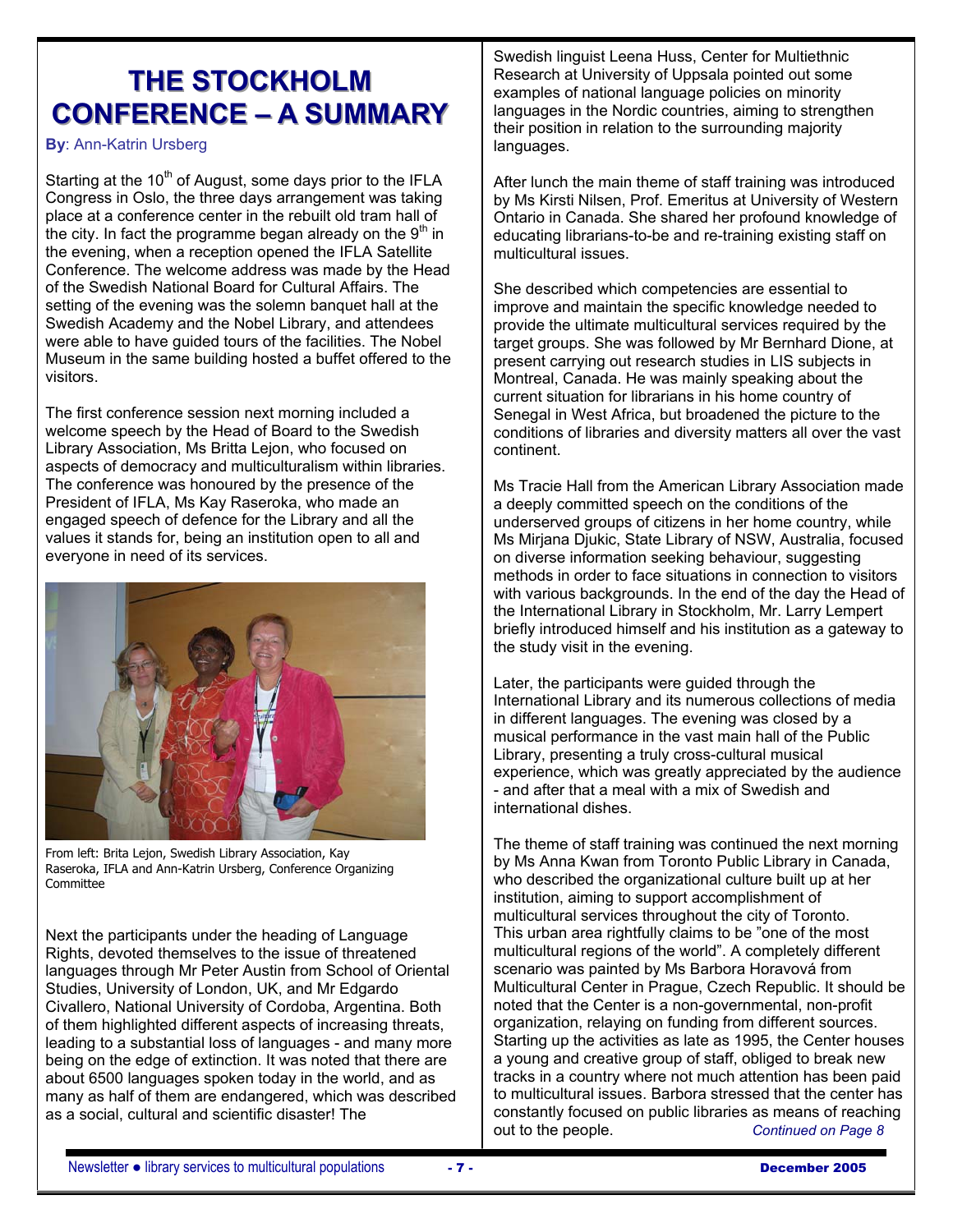# THE STOCKHOLM CONFERENCE – A SUMMARY

**By**: Ann-Katrin Ursberg

Starting at the 10th of August, some days prior to the IFLA Congress in Oslo, the three days arrangement was taking place at a conference center in the rebuilt old tram hall of the city. In fact the programme began already on the 9th in the evening, when a reception opened the IFLA Satellite Conference. The welcome address was made by the Head of the Swedish National Board for Cultural Affairs. The setting of the evening was the solemn banquet hall at the Swedish Academy and the Nobel Library, and attendees were able to have guided tours of the facilities. The Nobel Museum in the same building hosted a buffet offered to the visitors.

The first conference session next morning included a welcome speech by the Head of Board to the Swedish Library Association, Ms Britta Lejon, who focused on aspects of democracy and multiculturalism within libraries. The conference was honoured by the presence of the President of IFLA, Ms Kay Raseroka, who made an engaged speech of defence for the Library and all the values it stands for, being an institution open to all and everyone in need of its services.

From left: Brita Lejon, Swedish Library Association, Kay Raseroka, IFLA and Ann-Katrin Ursberg, Conference Organizing Committee

Next the participants under the heading of Language Rights, devoted themselves to the issue of threatened languages through Mr Peter Austin from School of Oriental Studies, University of London, UK, and Mr Edgardo Civallero, National University of Cordoba, Argentina. Both of them highlighted different aspects of increasing threats, leading to a substantial loss of languages - and many more being on the edge of extinction. It was noted that there are about 6500 languages spoken today in the world, and as many as half of them are endangered, which was described as a social, cultural and scientific disaster! The Swedish linguist Leena Huss, Center for Multiethnic Research at University of Uppsala pointed out some examples of national language policies on minority languages in the Nordic countries, aiming to strengthen their position in relation to the surrounding majority languages.

After lunch the main theme of staff training was introduced by Ms Kirsti Nilsen, Prof. Emeritus at University of Western Ontario in Canada. She shared her profound knowledge of educating librarians-to-be and re-training existing staff on multicultural issues.

She described which competencies are essential to improve and maintain the specific knowledge needed to provide the ultimate multicultural services required by the target groups. She was followed by Mr Bernhard Dione, at present carrying out research studies in LIS subjects in Montreal, Canada. He was mainly speaking about the current situation for librarians in his home country of Senegal in West Africa, but broadened the picture to the conditions of libraries and diversity matters all over the vast continent.

Ms Tracie Hall from the American Library Association made a deeply committed speech on the conditions of the underserved groups of citizens in her home country, while Ms Mirjana Djukic, State Library of NSW, Australia, focused on diverse information seeking behaviour, suggesting methods in order to face situations in connection to visitors with various backgrounds. In the end of the day the Head of the International Library in Stockholm, Mr. Larry Lempert briefly introduced himself and his institution as a gateway to the study visit in the evening.

Later, the participants were guided through the International Library and its numerous collections of media in different languages. The evening was closed by a musical performance in the vast main hall of the Public Library, presenting a truly cross-cultural musical experience, which was greatly appreciated by the audience - and after that a meal with a mix of Swedish and international dishes.

The theme of staff training was continued the next morning by Ms Anna Kwan from Toronto Public Library in Canada, who described the organizational culture built up at her institution, aiming to support accomplishment of multicultural services throughout the city of Toronto. This urban area rightfully claims to be "one of the most multicultural regions of the world". A completely different scenario was painted by Ms Barbora Horavová from Multicultural Center in Prague, Czech Republic. It should be noted that the Center is a non-governmental, non-profit organization, relaying on funding from different sources. Starting up the activities as late as 1995, the Center houses a young and creative group of staff, obliged to break new tracks in a country where not much attention has been paid to multicultural issues. Barbora stressed that the center has constantly focused on public libraries as means of reaching out to the people. *Continued on Page 8*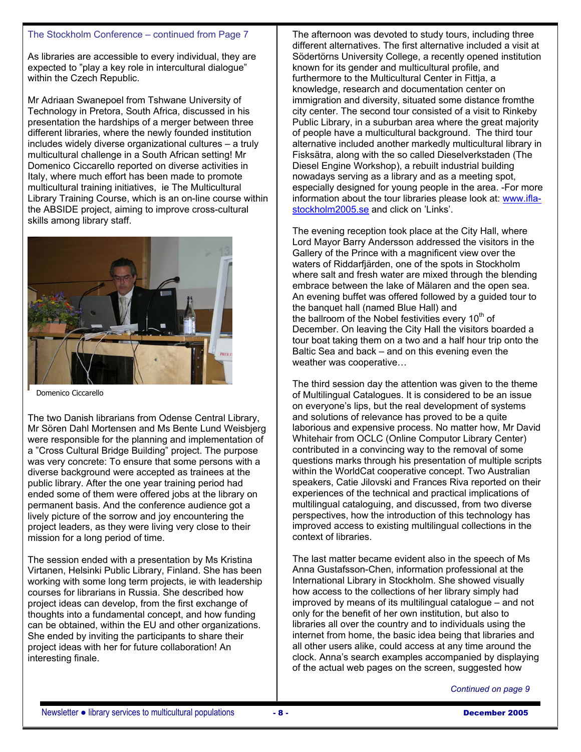The Stockholm Conference – continued from Page 7

As libraries are accessible to every individual, they are expected to ”play a key role in intercultural dialogue” within the Czech Republic.

Mr Adriaan Swanepoel from Tshwane University of Technology in Pretora, South Africa, discussed in his presentation the hardships of a merger between three different libraries, where the newly founded institution includes widely diverse organizational cultures – a truly multicultural challenge in a South African setting! Mr Domenico Ciccarello reported on diverse activities in Italy, where much effort has been made to promote multicultural training initiatives, ie The Multicultural Library Training Course, which is an on-line course within the ABSIDE project, aiming to improve cross-cultural skills among library staff.

Domenico Ciccarello

The two Danish librarians from Odense Central Library, Mr Sören Dahl Mortensen and Ms Bente Lund Weisbjerg were responsible for the planning and implementation of a ”Cross Cultural Bridge Building” project. The purpose was very concrete: To ensure that some persons with a diverse background were accepted as trainees at the public library. After the one year training period had ended some of them were offered jobs at the library on permanent basis. And the conference audience got a lively picture of the sorrow and joy encountering the project leaders, as they were living very close to their mission for a long period of time.

The session ended with a presentation by Ms Kristina Virtanen, Helsinki Public Library, Finland. She has been working with some long term projects, ie with leadership courses for librarians in Russia. She described how project ideas can develop, from the first exchange of thoughts into a fundamental concept, and how funding can be obtained, within the EU and other organizations. She ended by inviting the participants to share their project ideas with her for future collaboration! An interesting finale.

The afternoon was devoted to study tours, including three different alternatives. The first alternative included a visit at Södertörns University College, a recently opened institution known for its gender and multicultural profile, and furthermore to the Multicultural Center in Fittja, a knowledge, research and documentation center on immigration and diversity, situated some distance fromthe city center. The second tour consisted of a visit to Rinkeby Public Library, in a suburban area where the great majority of people have a multicultural background. The third tour alternative included another markedly multicultural library in Fisksätra, along with the so called Dieselverkstaden (The Diesel Engine Workshop), a rebuilt industrial building nowadays serving as a library and as a meeting spot, especially designed for young people in the area. -For more information about the tour libraries please look at: www.ifla-stockholm2005.se and click on 'Links'.

The evening reception took place at the City Hall, where Lord Mayor Barry Andersson addressed the visitors in the Gallery of the Prince with a magnificent view over the waters of Riddarfjärden, one of the spots in Stockholm where salt and fresh water are mixed through the blending embrace between the lake of Mälaren and the open sea. An evening buffet was offered followed by a guided tour to the banquet hall (named Blue Hall) and the ballroom of the Nobel festivities every 10th of December. On leaving the City Hall the visitors boarded a tour boat taking them on a two and a half hour trip onto the Baltic Sea and back – and on this evening even the weather was cooperative…

The third session day the attention was given to the theme of Multilingual Catalogues. It is considered to be an issue on everyone's lips, but the real development of systems and solutions of relevance has proved to be a quite laborious and expensive process. No matter how, Mr David Whitehair from OCLC (Online Computor Library Center) contributed in a convincing way to the removal of some questions marks through his presentation of multiple scripts within the WorldCat cooperative concept. Two Australian speakers, Catie Jilovski and Frances Riva reported on their experiences of the technical and practical implications of multilingual cataloguing, and discussed, from two diverse perspectives, how the introduction of this technology has improved access to existing multilingual collections in the context of libraries.

The last matter became evident also in the speech of Ms Anna Gustafsson-Chen, information professional at the International Library in Stockholm. She showed visually how access to the collections of her library simply had improved by means of its multilingual catalogue – and not only for the benefit of her own institution, but also to libraries all over the country and to individuals using the internet from home, the basic idea being that libraries and all other users alike, could access at any time around the clock. Anna's search examples accompanied by displaying of the actual web pages on the screen, suggested how

*Continued on page 9*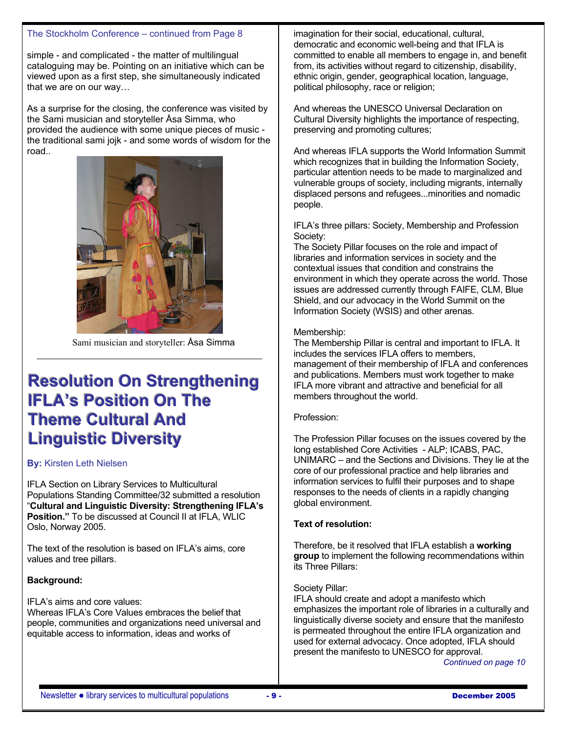The Stockholm Conference – continued from Page 8

simple - and complicated - the matter of multilingual cataloguing may be. Pointing on an initiative which can be viewed upon as a first step, she simultaneously indicated that we are on our way…

As a surprise for the closing, the conference was visited by the Sami musician and storyteller Åsa Simma, who provided the audience with some unique pieces of music - the traditional sami jojk - and some words of wisdom for the road..

Sami musician and storyteller: Åsa Simma

# Resolution On Strengthening IFLA's Position On The Theme Cultural And Linguistic Diversity

**By:** Kirsten Leth Nielsen

IFLA Section on Library Services to Multicultural Populations Standing Committee/32 submitted a resolution "**Cultural and Linguistic Diversity: Strengthening IFLA's Position.**" To be discussed at Council II at IFLA, WLIC Oslo, Norway 2005.

The text of the resolution is based on IFLA's aims, core values and tree pillars.

**Background:**

IFLA's aims and core values:
Whereas IFLA's Core Values embraces the belief that people, communities and organizations need universal and equitable access to information, ideas and works of imagination for their social, educational, cultural, democratic and economic well-being and that IFLA is committed to enable all members to engage in, and benefit from, its activities without regard to citizenship, disability, ethnic origin, gender, geographical location, language, political philosophy, race or religion;

And whereas the UNESCO Universal Declaration on Cultural Diversity highlights the importance of respecting, preserving and promoting cultures;

And whereas IFLA supports the World Information Summit which recognizes that in building the Information Society, particular attention needs to be made to marginalized and vulnerable groups of society, including migrants, internally displaced persons and refugees...minorities and nomadic people.

IFLA's three pillars: Society, Membership and Profession
Society:
The Society Pillar focuses on the role and impact of libraries and information services in society and the contextual issues that condition and constrains the environment in which they operate across the world. Those issues are addressed currently through FAIFE, CLM, Blue Shield, and our advocacy in the World Summit on the Information Society (WSIS) and other arenas.

Membership:
The Membership Pillar is central and important to IFLA. It includes the services IFLA offers to members, management of their membership of IFLA and conferences and publications. Members must work together to make IFLA more vibrant and attractive and beneficial for all members throughout the world.

Profession:

The Profession Pillar focuses on the issues covered by the long established Core Activities - ALP; ICABS, PAC, UNIMARC – and the Sections and Divisions. They lie at the core of our professional practice and help libraries and information services to fulfil their purposes and to shape responses to the needs of clients in a rapidly changing global environment.

**Text of resolution:**

Therefore, be it resolved that IFLA establish a **working group** to implement the following recommendations within its Three Pillars:

Society Pillar:
IFLA should create and adopt a manifesto which emphasizes the important role of libraries in a culturally and linguistically diverse society and ensure that the manifesto is permeated throughout the entire IFLA organization and used for external advocacy. Once adopted, IFLA should present the manifesto to UNESCO for approval.

*Continued on page 10*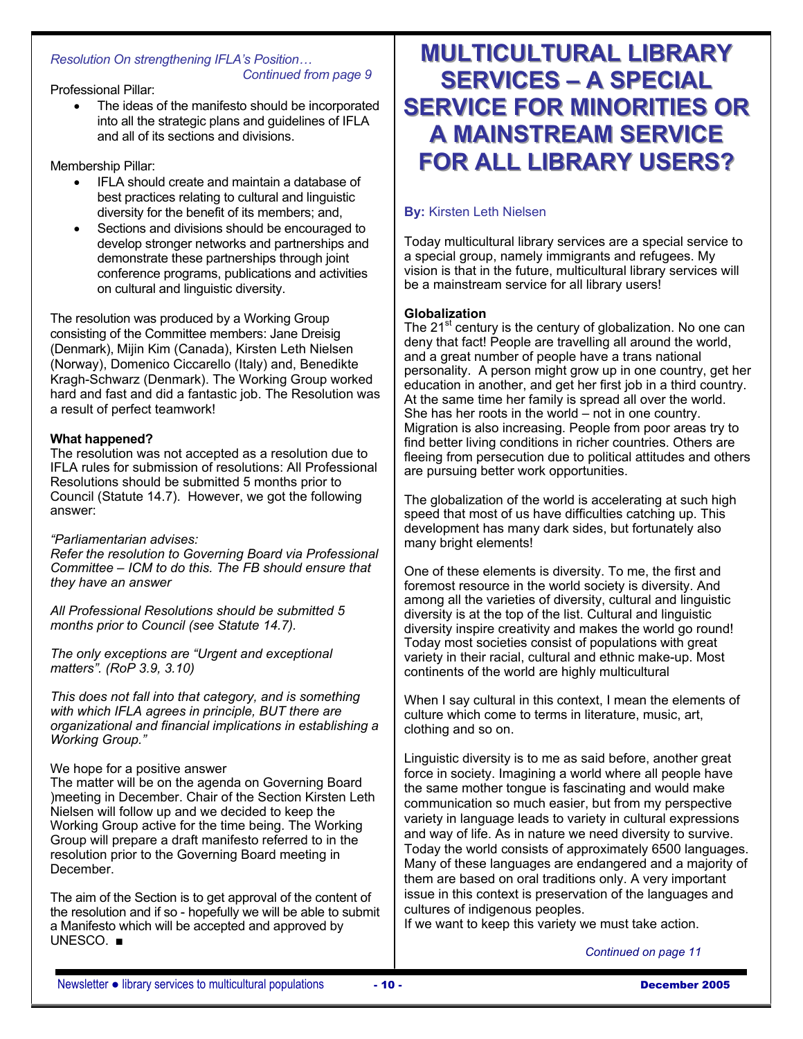*Resolution On strengthening IFLA's Position…*
*Continued from page 9*

Professional Pillar:

- The ideas of the manifesto should be incorporated into all the strategic plans and guidelines of IFLA and all of its sections and divisions.

Membership Pillar:

- IFLA should create and maintain a database of best practices relating to cultural and linguistic diversity for the benefit of its members; and,
- Sections and divisions should be encouraged to develop stronger networks and partnerships and demonstrate these partnerships through joint conference programs, publications and activities on cultural and linguistic diversity.

The resolution was produced by a Working Group consisting of the Committee members: Jane Dreisig (Denmark), Mijin Kim (Canada), Kirsten Leth Nielsen (Norway), Domenico Ciccarello (Italy) and, Benedikte Kragh-Schwarz (Denmark). The Working Group worked hard and fast and did a fantastic job. The Resolution was a result of perfect teamwork!

**What happened?**
The resolution was not accepted as a resolution due to IFLA rules for submission of resolutions: All Professional Resolutions should be submitted 5 months prior to Council (Statute 14.7). However, we got the following answer:

*"Parliamentarian advises:*
*Refer the resolution to Governing Board via Professional Committee – ICM to do this. The FB should ensure that they have an answer*

*All Professional Resolutions should be submitted 5 months prior to Council (see Statute 14.7).*

*The only exceptions are "Urgent and exceptional matters". (RoP 3.9, 3.10)*

*This does not fall into that category, and is something with which IFLA agrees in principle, BUT there are organizational and financial implications in establishing a Working Group."*

We hope for a positive answer
The matter will be on the agenda on Governing Board )meeting in December. Chair of the Section Kirsten Leth Nielsen will follow up and we decided to keep the Working Group active for the time being. The Working Group will prepare a draft manifesto referred to in the resolution prior to the Governing Board meeting in December.

The aim of the Section is to get approval of the content of the resolution and if so - hopefully we will be able to submit a Manifesto which will be accepted and approved by UNESCO. ■

# MULTICULTURAL LIBRARY SERVICES – A SPECIAL SERVICE FOR MINORITIES OR A MAINSTREAM SERVICE FOR ALL LIBRARY USERS?

**By:** Kirsten Leth Nielsen

Today multicultural library services are a special service to a special group, namely immigrants and refugees. My vision is that in the future, multicultural library services will be a mainstream service for all library users!

**Globalization**
The 21st century is the century of globalization. No one can deny that fact! People are travelling all around the world, and a great number of people have a trans national personality. A person might grow up in one country, get her education in another, and get her first job in a third country. At the same time her family is spread all over the world. She has her roots in the world – not in one country. Migration is also increasing. People from poor areas try to find better living conditions in richer countries. Others are fleeing from persecution due to political attitudes and others are pursuing better work opportunities.

The globalization of the world is accelerating at such high speed that most of us have difficulties catching up. This development has many dark sides, but fortunately also many bright elements!

One of these elements is diversity. To me, the first and foremost resource in the world society is diversity. And among all the varieties of diversity, cultural and linguistic diversity is at the top of the list. Cultural and linguistic diversity inspire creativity and makes the world go round! Today most societies consist of populations with great variety in their racial, cultural and ethnic make-up. Most continents of the world are highly multicultural

When I say cultural in this context, I mean the elements of culture which come to terms in literature, music, art, clothing and so on.

Linguistic diversity is to me as said before, another great force in society. Imagining a world where all people have the same mother tongue is fascinating and would make communication so much easier, but from my perspective variety in language leads to variety in cultural expressions and way of life. As in nature we need diversity to survive. Today the world consists of approximately 6500 languages. Many of these languages are endangered and a majority of them are based on oral traditions only. A very important issue in this context is preservation of the languages and cultures of indigenous peoples.
If we want to keep this variety we must take action.

*Continued on page 11*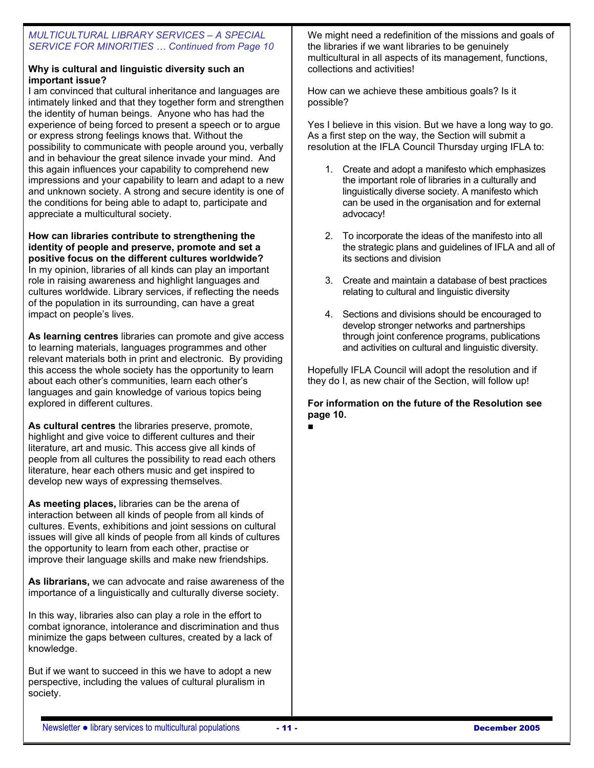*MULTICULTURAL LIBRARY SERVICES – A SPECIAL SERVICE FOR MINORITIES … Continued from Page 10*

**Why is cultural and linguistic diversity such an important issue?**

I am convinced that cultural inheritance and languages are intimately linked and that they together form and strengthen the identity of human beings. Anyone who has had the experience of being forced to present a speech or to argue or express strong feelings knows that. Without the possibility to communicate with people around you, verbally and in behaviour the great silence invade your mind. And this again influences your capability to comprehend new impressions and your capability to learn and adapt to a new and unknown society. A strong and secure identity is one of the conditions for being able to adapt to, participate and appreciate a multicultural society.

**How can libraries contribute to strengthening the identity of people and preserve, promote and set a positive focus on the different cultures worldwide?**

In my opinion, libraries of all kinds can play an important role in raising awareness and highlight languages and cultures worldwide. Library services, if reflecting the needs of the population in its surrounding, can have a great impact on people's lives.

**As learning centres** libraries can promote and give access to learning materials, languages programmes and other relevant materials both in print and electronic. By providing this access the whole society has the opportunity to learn about each other's communities, learn each other's languages and gain knowledge of various topics being explored in different cultures.

**As cultural centres** the libraries preserve, promote, highlight and give voice to different cultures and their literature, art and music. This access give all kinds of people from all cultures the possibility to read each others literature, hear each others music and get inspired to develop new ways of expressing themselves.

**As meeting places,** libraries can be the arena of interaction between all kinds of people from all kinds of cultures. Events, exhibitions and joint sessions on cultural issues will give all kinds of people from all kinds of cultures the opportunity to learn from each other, practise or improve their language skills and make new friendships.

**As librarians,** we can advocate and raise awareness of the importance of a linguistically and culturally diverse society.

In this way, libraries also can play a role in the effort to combat ignorance, intolerance and discrimination and thus minimize the gaps between cultures, created by a lack of knowledge.

But if we want to succeed in this we have to adopt a new perspective, including the values of cultural pluralism in society.

We might need a redefinition of the missions and goals of the libraries if we want libraries to be genuinely multicultural in all aspects of its management, functions, collections and activities!

How can we achieve these ambitious goals? Is it possible?

Yes I believe in this vision. But we have a long way to go. As a first step on the way, the Section will submit a resolution at the IFLA Council Thursday urging IFLA to:

1. Create and adopt a manifesto which emphasizes the important role of libraries in a culturally and linguistically diverse society. A manifesto which can be used in the organisation and for external advocacy!
2. To incorporate the ideas of the manifesto into all the strategic plans and guidelines of IFLA and all of its sections and division
3. Create and maintain a database of best practices relating to cultural and linguistic diversity
4. Sections and divisions should be encouraged to develop stronger networks and partnerships through joint conference programs, publications and activities on cultural and linguistic diversity.

Hopefully IFLA Council will adopt the resolution and if they do I, as new chair of the Section, will follow up!

**For information on the future of the Resolution see page 10.**

■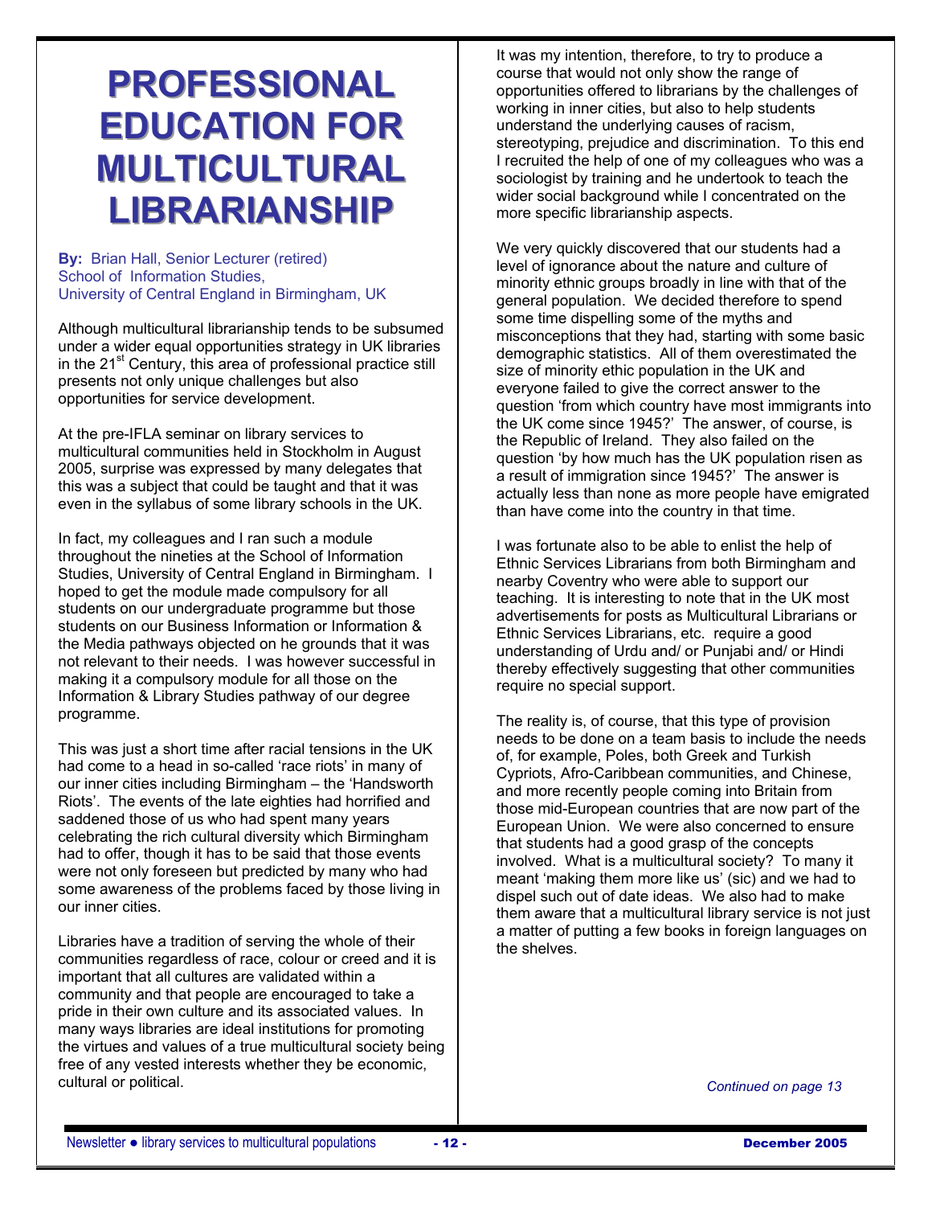# PROFESSIONAL EDUCATION FOR MULTICULTURAL LIBRARIANSHIP

**By:** Brian Hall, Senior Lecturer (retired)
School of Information Studies,
University of Central England in Birmingham, UK

Although multicultural librarianship tends to be subsumed under a wider equal opportunities strategy in UK libraries in the 21st Century, this area of professional practice still presents not only unique challenges but also opportunities for service development.

At the pre-IFLA seminar on library services to multicultural communities held in Stockholm in August 2005, surprise was expressed by many delegates that this was a subject that could be taught and that it was even in the syllabus of some library schools in the UK.

In fact, my colleagues and I ran such a module throughout the nineties at the School of Information Studies, University of Central England in Birmingham. I hoped to get the module made compulsory for all students on our undergraduate programme but those students on our Business Information or Information & the Media pathways objected on he grounds that it was not relevant to their needs. I was however successful in making it a compulsory module for all those on the Information & Library Studies pathway of our degree programme.

This was just a short time after racial tensions in the UK had come to a head in so-called 'race riots' in many of our inner cities including Birmingham – the 'Handsworth Riots'. The events of the late eighties had horrified and saddened those of us who had spent many years celebrating the rich cultural diversity which Birmingham had to offer, though it has to be said that those events were not only foreseen but predicted by many who had some awareness of the problems faced by those living in our inner cities.

Libraries have a tradition of serving the whole of their communities regardless of race, colour or creed and it is important that all cultures are validated within a community and that people are encouraged to take a pride in their own culture and its associated values. In many ways libraries are ideal institutions for promoting the virtues and values of a true multicultural society being free of any vested interests whether they be economic, cultural or political.

It was my intention, therefore, to try to produce a course that would not only show the range of opportunities offered to librarians by the challenges of working in inner cities, but also to help students understand the underlying causes of racism, stereotyping, prejudice and discrimination. To this end I recruited the help of one of my colleagues who was a sociologist by training and he undertook to teach the wider social background while I concentrated on the more specific librarianship aspects.

We very quickly discovered that our students had a level of ignorance about the nature and culture of minority ethnic groups broadly in line with that of the general population. We decided therefore to spend some time dispelling some of the myths and misconceptions that they had, starting with some basic demographic statistics. All of them overestimated the size of minority ethic population in the UK and everyone failed to give the correct answer to the question 'from which country have most immigrants into the UK come since 1945?' The answer, of course, is the Republic of Ireland. They also failed on the question 'by how much has the UK population risen as a result of immigration since 1945?' The answer is actually less than none as more people have emigrated than have come into the country in that time.

I was fortunate also to be able to enlist the help of Ethnic Services Librarians from both Birmingham and nearby Coventry who were able to support our teaching. It is interesting to note that in the UK most advertisements for posts as Multicultural Librarians or Ethnic Services Librarians, etc. require a good understanding of Urdu and/ or Punjabi and/ or Hindi thereby effectively suggesting that other communities require no special support.

The reality is, of course, that this type of provision needs to be done on a team basis to include the needs of, for example, Poles, both Greek and Turkish Cypriots, Afro-Caribbean communities, and Chinese, and more recently people coming into Britain from those mid-European countries that are now part of the European Union. We were also concerned to ensure that students had a good grasp of the concepts involved. What is a multicultural society? To many it meant 'making them more like us' (sic) and we had to dispel such out of date ideas. We also had to make them aware that a multicultural library service is not just a matter of putting a few books in foreign languages on the shelves.

*Continued on page 13*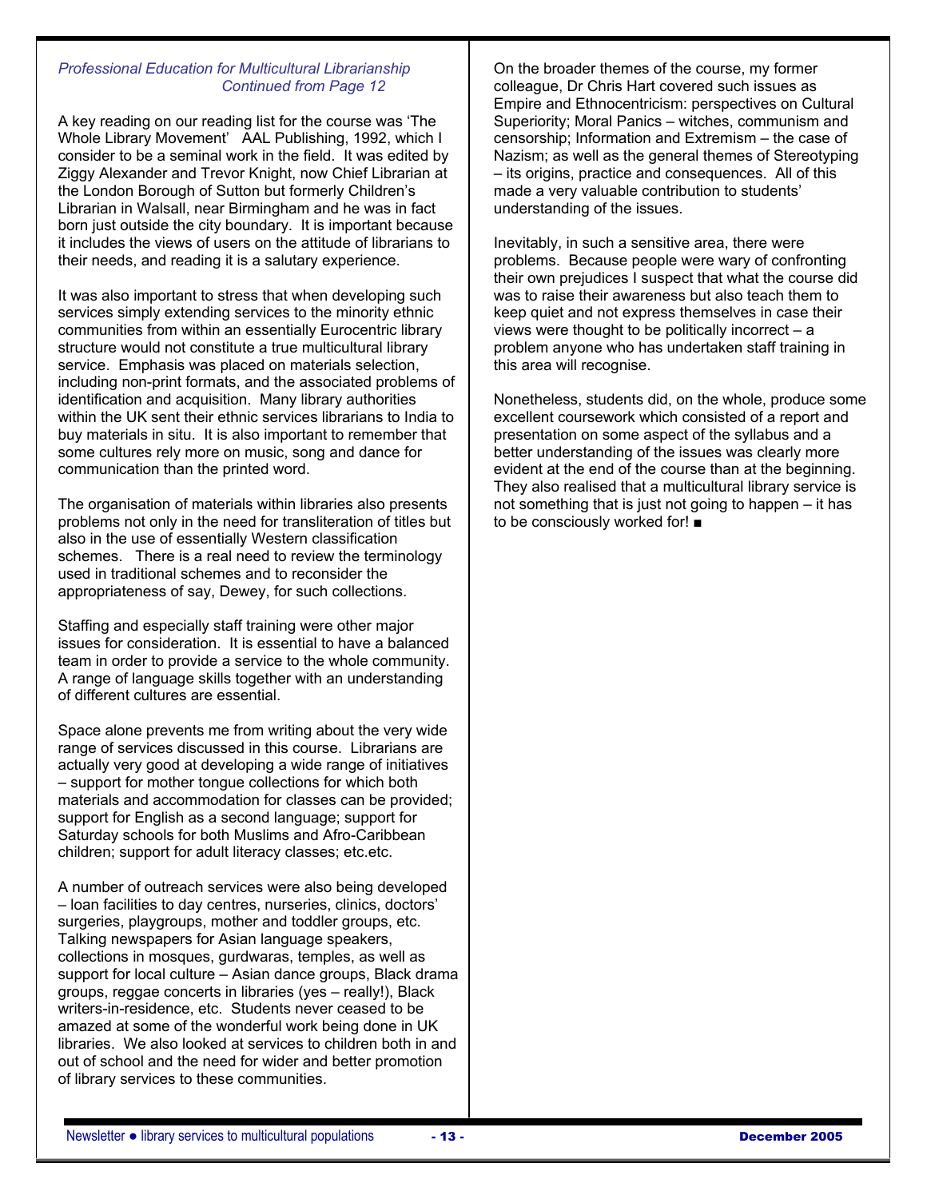*Professional Education for Multicultural Librarianship Continued from Page 12*

A key reading on our reading list for the course was 'The Whole Library Movement' AAL Publishing, 1992, which I consider to be a seminal work in the field. It was edited by Ziggy Alexander and Trevor Knight, now Chief Librarian at the London Borough of Sutton but formerly Children's Librarian in Walsall, near Birmingham and he was in fact born just outside the city boundary. It is important because it includes the views of users on the attitude of librarians to their needs, and reading it is a salutary experience.

It was also important to stress that when developing such services simply extending services to the minority ethnic communities from within an essentially Eurocentric library structure would not constitute a true multicultural library service. Emphasis was placed on materials selection, including non-print formats, and the associated problems of identification and acquisition. Many library authorities within the UK sent their ethnic services librarians to India to buy materials in situ. It is also important to remember that some cultures rely more on music, song and dance for communication than the printed word.

The organisation of materials within libraries also presents problems not only in the need for transliteration of titles but also in the use of essentially Western classification schemes. There is a real need to review the terminology used in traditional schemes and to reconsider the appropriateness of say, Dewey, for such collections.

Staffing and especially staff training were other major issues for consideration. It is essential to have a balanced team in order to provide a service to the whole community. A range of language skills together with an understanding of different cultures are essential.

Space alone prevents me from writing about the very wide range of services discussed in this course. Librarians are actually very good at developing a wide range of initiatives – support for mother tongue collections for which both materials and accommodation for classes can be provided; support for English as a second language; support for Saturday schools for both Muslims and Afro-Caribbean children; support for adult literacy classes; etc.etc.

A number of outreach services were also being developed – loan facilities to day centres, nurseries, clinics, doctors' surgeries, playgroups, mother and toddler groups, etc. Talking newspapers for Asian language speakers, collections in mosques, gurdwaras, temples, as well as support for local culture – Asian dance groups, Black drama groups, reggae concerts in libraries (yes – really!), Black writers-in-residence, etc. Students never ceased to be amazed at some of the wonderful work being done in UK libraries. We also looked at services to children both in and out of school and the need for wider and better promotion of library services to these communities.

On the broader themes of the course, my former colleague, Dr Chris Hart covered such issues as Empire and Ethnocentricism: perspectives on Cultural Superiority; Moral Panics – witches, communism and censorship; Information and Extremism – the case of Nazism; as well as the general themes of Stereotyping – its origins, practice and consequences. All of this made a very valuable contribution to students' understanding of the issues.

Inevitably, in such a sensitive area, there were problems. Because people were wary of confronting their own prejudices I suspect that what the course did was to raise their awareness but also teach them to keep quiet and not express themselves in case their views were thought to be politically incorrect – a problem anyone who has undertaken staff training in this area will recognise.

Nonetheless, students did, on the whole, produce some excellent coursework which consisted of a report and presentation on some aspect of the syllabus and a better understanding of the issues was clearly more evident at the end of the course than at the beginning. They also realised that a multicultural library service is not something that is just not going to happen – it has to be consciously worked for! ■